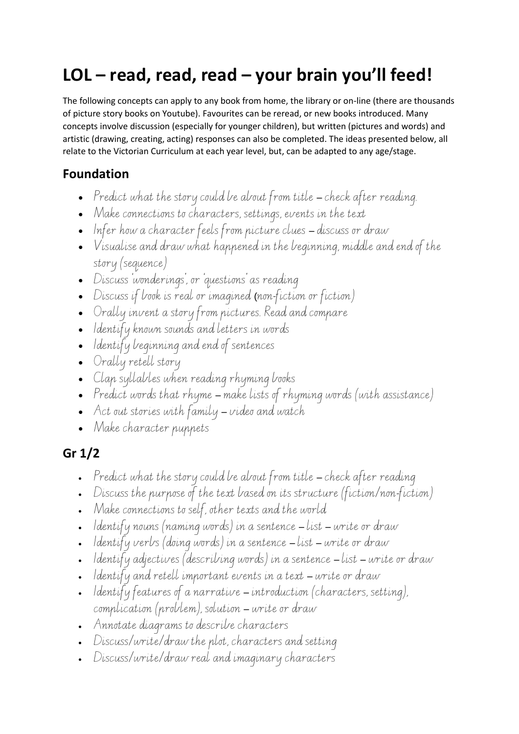# LOL – read, read, read – your brain you'll feed!

The following concepts can apply to any book from home, the library or on-line (there are thousands of picture story books on Youtube). Favourites can be reread, or new books introduced. Many concepts involve discussion (especially for younger children), but written (pictures and words) and artistic (drawing, creating, acting) responses can also be completed. The ideas presented below, all relate to the Victorian Curriculum at each year level, but, can be adapted to any age/stage.

## Foundation

- Predict what the story could be about from title – check after reading.
- Make connections to characters, settings, events in the text
- Infer how a character feels from picture clues – discuss or draw
- Visualise and draw what happened in the beginning, middle and end of the story (sequence)
- Discuss 'wonderings', or 'questions' as reading
- Discuss if book is real or imagined (non-fiction or fiction)
- Orally invent a story from pictures. Read and compare
- Identify known sounds and letters in words
- Identify beginning and end of sentences
- Orally retell story
- Clap syllables when reading rhyming books
- Predict words that rhyme – make lists of rhyming words (with assistance)
- Act out stories with family – video and watch
- Make character puppets

## Gr 1/2

- Predict what the story could be about from title – check after reading
- Discuss the purpose of the text based on its structure (fiction/non-fiction)
- Make connections to self, other texts and the world
- Identify nouns (naming words) in a sentence – list – write or draw
- Identify verbs (doing words) in a sentence – list – write or draw
- Identify adjectives (describing words) in a sentence – list – write or draw
- Identify and retell important events in a text – write or draw
- Identify features of a narrative – introduction (characters, setting), complication (problem), solution – write or draw
- Annotate diagrams to describe characters
- Discuss/write/draw the plot, characters and setting
- Discuss/write/draw real and imaginary characters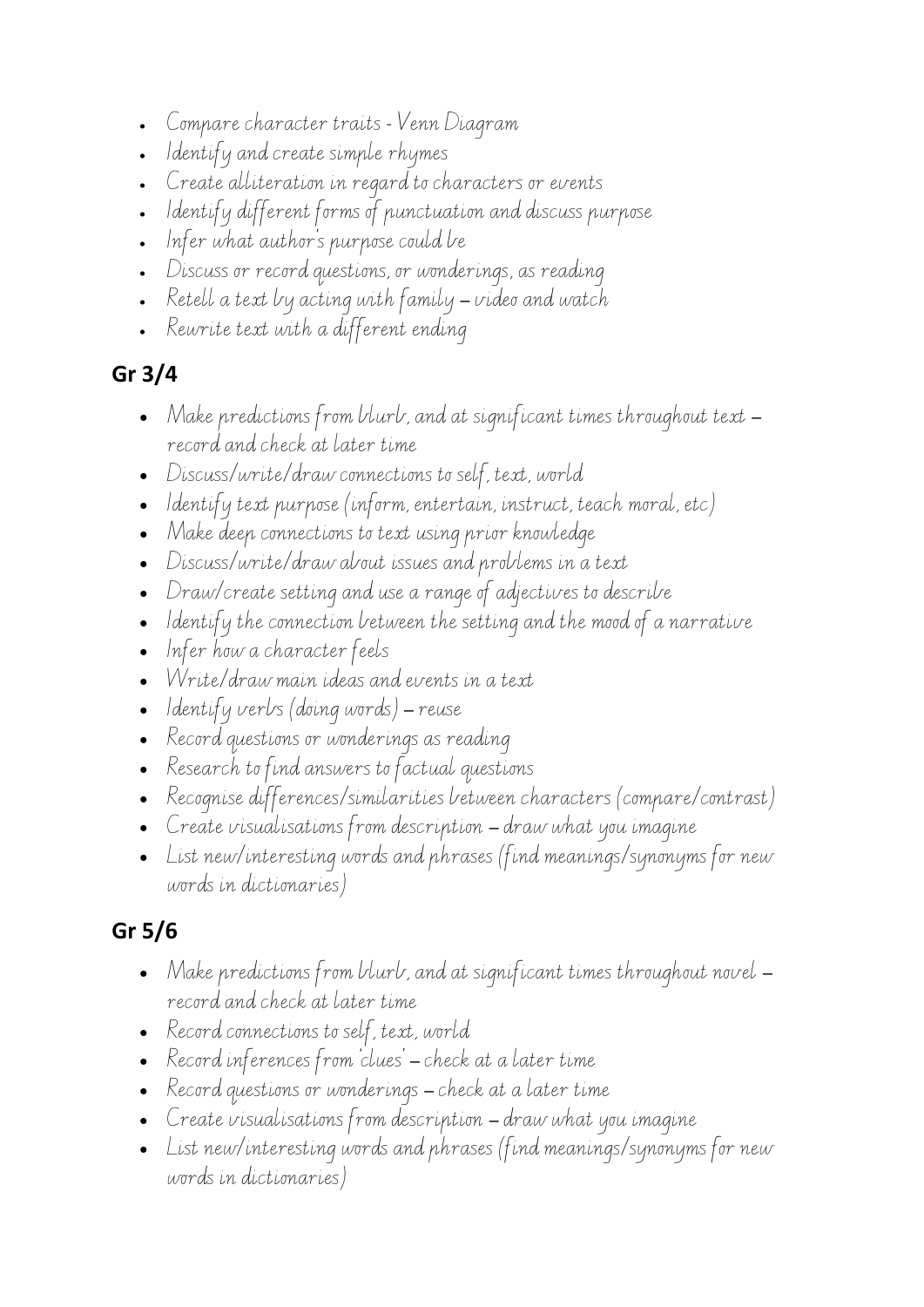- Compare character traits - Venn Diagram
- Identify and create simple rhymes
- Create alliteration in regard to characters or events
- Identify different forms of punctuation and discuss purpose
- Infer what author's purpose could be
- Discuss or record questions, or wonderings, as reading
- Retell a text by acting with family – video and watch
- Rewrite text with a different ending

## Gr 3/4

- Make predictions from blurb, and at significant times throughout text – record and check at later time
- Discuss/write/draw connections to self, text, world
- Identify text purpose (inform, entertain, instruct, teach moral, etc)
- Make deep connections to text using prior knowledge
- Discuss/write/draw about issues and problems in a text
- Draw/create setting and use a range of adjectives to describe
- Identify the connection between the setting and the mood of a narrative
- Infer how a character feels
- Write/draw main ideas and events in a text
- Identify verbs (doing words) – reuse
- Record questions or wonderings as reading
- Research to find answers to factual questions
- Recognise differences/similarities between characters (compare/contrast)
- Create visualisations from description – draw what you imagine
- List new/interesting words and phrases (find meanings/synonyms for new words in dictionaries)

## Gr 5/6

- Make predictions from blurb, and at significant times throughout novel – record and check at later time
- Record connections to self, text, world
- Record inferences from 'clues' – check at a later time
- Record questions or wonderings – check at a later time
- Create visualisations from description – draw what you imagine
- List new/interesting words and phrases (find meanings/synonyms for new words in dictionaries)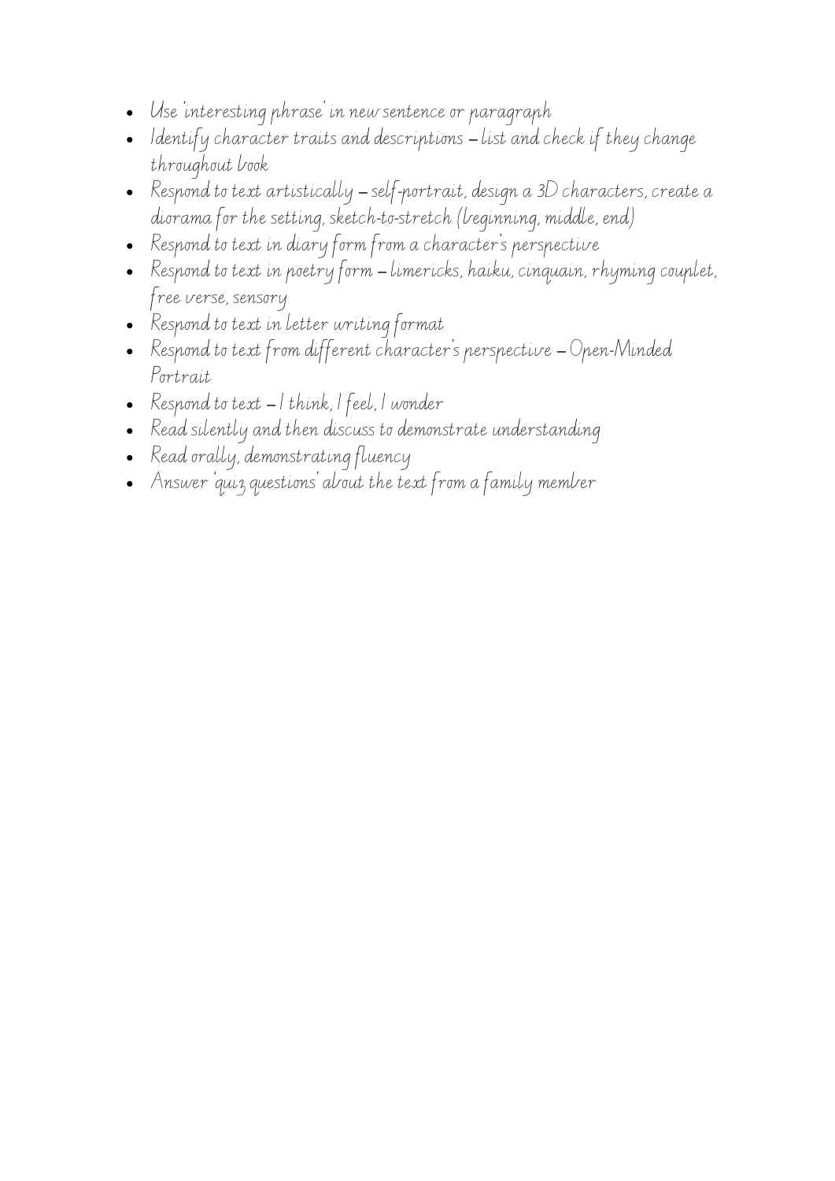- Use 'interesting phrase' in new sentence or paragraph
- Identify character traits and descriptions – list and check if they change throughout book
- Respond to text artistically – self-portrait, design a 3D characters, create a diorama for the setting, sketch-to-stretch (beginning, middle, end)
- Respond to text in diary form from a character's perspective
- Respond to text in poetry form – limericks, haiku, cinquain, rhyming couplet, free verse, sensory
- Respond to text in letter writing format
- Respond to text from different character's perspective – Open-Minded Portrait
- Respond to text – I think, I feel, I wonder
- Read silently and then discuss to demonstrate understanding
- Read orally, demonstrating fluency
- Answer 'quiz questions' about the text from a family member